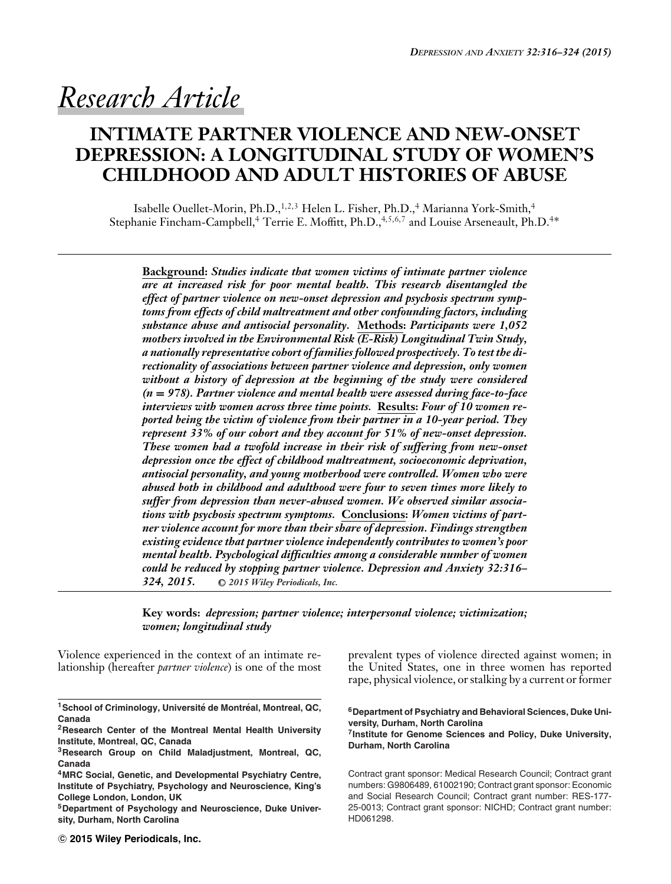*Research Article*

# INTIMATE PARTNER VIOLENCE AND NEW-ONSET DEPRESSION: A LONGITUDINAL STUDY OF WOMEN'S CHILDHOOD AND ADULT HISTORIES OF ABUSE

Isabelle Ouellet-Morin, Ph.D.,[1,2,3] Helen L. Fisher, Ph.D.,[4] Marianna York-Smith,[4] Stephanie Fincham-Campbell,[4] Terrie E. Moffitt, Ph.D.,[4,5,6,7] and Louise Arseneault, Ph.D.[4]*

**Background:** *Studies indicate that women victims of intimate partner violence are at increased risk for poor mental health. This research disentangled the effect of partner violence on new-onset depression and psychosis spectrum symptoms from effects of child maltreatment and other confounding factors, including substance abuse and antisocial personality.* **Methods:** *Participants were 1,052 mothers involved in the Environmental Risk (E-Risk) Longitudinal Twin Study, a nationally representative cohort of families followed prospectively. To test the directionality of associations between partner violence and depression, only women without a history of depression at the beginning of the study were considered (n = 978). Partner violence and mental health were assessed during face-to-face interviews with women across three time points.* **Results:** *Four of 10 women reported being the victim of violence from their partner in a 10-year period. They represent 33% of our cohort and they account for 51% of new-onset depression. These women had a twofold increase in their risk of suffering from new-onset depression once the effect of childhood maltreatment, socioeconomic deprivation, antisocial personality, and young motherhood were controlled. Women who were abused both in childhood and adulthood were four to seven times more likely to suffer from depression than never-abused women. We observed similar associations with psychosis spectrum symptoms.* **Conclusions:** *Women victims of partner violence account for more than their share of depression. Findings strengthen existing evidence that partner violence independently contributes to women's poor mental health. Psychological difficulties among a considerable number of women could be reduced by stopping partner violence. Depression and Anxiety 32:316–324, 2015.* © *2015 Wiley Periodicals, Inc.*

**Key words:** *depression; partner violence; interpersonal violence; victimization; women; longitudinal study*

Violence experienced in the context of an intimate relationship (hereafter *partner violence*) is one of the most prevalent types of violence directed against women; in the United States, one in three women has reported rape, physical violence, or stalking by a current or former

[1]School of Criminology, Université de Montréal, Montreal, QC, Canada
[2]Research Center of the Montreal Mental Health University Institute, Montreal, QC, Canada
[3]Research Group on Child Maladjustment, Montreal, QC, Canada
[4]MRC Social, Genetic, and Developmental Psychiatry Centre, Institute of Psychiatry, Psychology and Neuroscience, King's College London, London, UK
[5]Department of Psychology and Neuroscience, Duke University, Durham, North Carolina
[6]Department of Psychiatry and Behavioral Sciences, Duke University, Durham, North Carolina
[7]Institute for Genome Sciences and Policy, Duke University, Durham, North Carolina

Contract grant sponsor: Medical Research Council; Contract grant numbers: G9806489, 61002190; Contract grant sponsor: Economic and Social Research Council; Contract grant number: RES-177-25-0013; Contract grant sponsor: NICHD; Contract grant number: HD061298.

© 2015 Wiley Periodicals, Inc.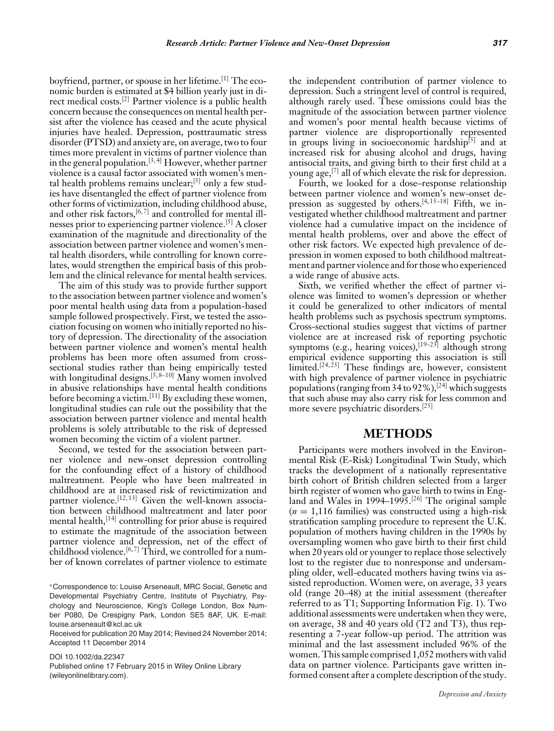boyfriend, partner, or spouse in her lifetime.[1] The economic burden is estimated at $4 billion yearly just in direct medical costs.[2] Partner violence is a public health concern because the consequences on mental health persist after the violence has ceased and the acute physical injuries have healed. Depression, posttraumatic stress disorder (PTSD) and anxiety are, on average, two to four times more prevalent in victims of partner violence than in the general population.[3,4] However, whether partner violence is a causal factor associated with women's mental health problems remains unclear;[5] only a few studies have disentangled the effect of partner violence from other forms of victimization, including childhood abuse, and other risk factors,[6,7] and controlled for mental illnesses prior to experiencing partner violence.[5] A closer examination of the magnitude and directionality of the association between partner violence and women's mental health disorders, while controlling for known correlates, would strengthen the empirical basis of this problem and the clinical relevance for mental health services.

The aim of this study was to provide further support to the association between partner violence and women's poor mental health using data from a population-based sample followed prospectively. First, we tested the association focusing on women who initially reported no history of depression. The directionality of the association between partner violence and women's mental health problems has been more often assumed from cross-sectional studies rather than being empirically tested with longitudinal designs.[5,8–10] Many women involved in abusive relationships have mental health conditions before becoming a victim.[11] By excluding these women, longitudinal studies can rule out the possibility that the association between partner violence and mental health problems is solely attributable to the risk of depressed women becoming the victim of a violent partner.

Second, we tested for the association between partner violence and new-onset depression controlling for the confounding effect of a history of childhood maltreatment. People who have been maltreated in childhood are at increased risk of revictimization and partner violence.[12,13] Given the well-known association between childhood maltreatment and later poor mental health,[14] controlling for prior abuse is required to estimate the magnitude of the association between partner violence and depression, net of the effect of childhood violence.[6,7] Third, we controlled for a number of known correlates of partner violence to estimate the independent contribution of partner violence to depression. Such a stringent level of control is required, although rarely used. These omissions could bias the magnitude of the association between partner violence and women's poor mental health because victims of partner violence are disproportionally represented in groups living in socioeconomic hardship[5] and at increased risk for abusing alcohol and drugs, having antisocial traits, and giving birth to their first child at a young age,[7] all of which elevate the risk for depression.

Fourth, we looked for a dose–response relationship between partner violence and women's new-onset depression as suggested by others.[4,15–18] Fifth, we investigated whether childhood maltreatment and partner violence had a cumulative impact on the incidence of mental health problems, over and above the effect of other risk factors. We expected high prevalence of depression in women exposed to both childhood maltreatment and partner violence and for those who experienced a wide range of abusive acts.

Sixth, we verified whether the effect of partner violence was limited to women's depression or whether it could be generalized to other indicators of mental health problems such as psychosis spectrum symptoms. Cross-sectional studies suggest that victims of partner violence are at increased risk of reporting psychotic symptoms (e.g., hearing voices),[19–23] although strong empirical evidence supporting this association is still limited.[24,25] These findings are, however, consistent with high prevalence of partner violence in psychiatric populations (ranging from 34 to 92%),[24] which suggests that such abuse may also carry risk for less common and more severe psychiatric disorders.[25]

## METHODS

Participants were mothers involved in the Environmental Risk (E-Risk) Longitudinal Twin Study, which tracks the development of a nationally representative birth cohort of British children selected from a larger birth register of women who gave birth to twins in England and Wales in 1994–1995.[26] The original sample ($n = 1{,}116$ families) was constructed using a high-risk stratification sampling procedure to represent the U.K. population of mothers having children in the 1990s by oversampling women who gave birth to their first child when 20 years old or younger to replace those selectively lost to the register due to nonresponse and undersampling older, well-educated mothers having twins via assisted reproduction. Women were, on average, 33 years old (range 20–48) at the initial assessment (thereafter referred to as T1; Supporting Information Fig. 1). Two additional assessments were undertaken when they were, on average, 38 and 40 years old (T2 and T3), thus representing a 7-year follow-up period. The attrition was minimal and the last assessment included 96% of the women. This sample comprised 1,052 mothers with valid data on partner violence. Participants gave written informed consent after a complete description of the study.

*Correspondence to: Louise Arseneault, MRC Social, Genetic and Developmental Psychiatry Centre, Institute of Psychiatry, Psychology and Neuroscience, King's College London, Box Number P080, De Crespigny Park, London SE5 8AF, UK. E-mail: louise.arseneault@kcl.ac.uk

Received for publication 20 May 2014; Revised 24 November 2014; Accepted 11 December 2014

DOI 10.1002/da.22347

Published online 17 February 2015 in Wiley Online Library (wileyonlinelibrary.com).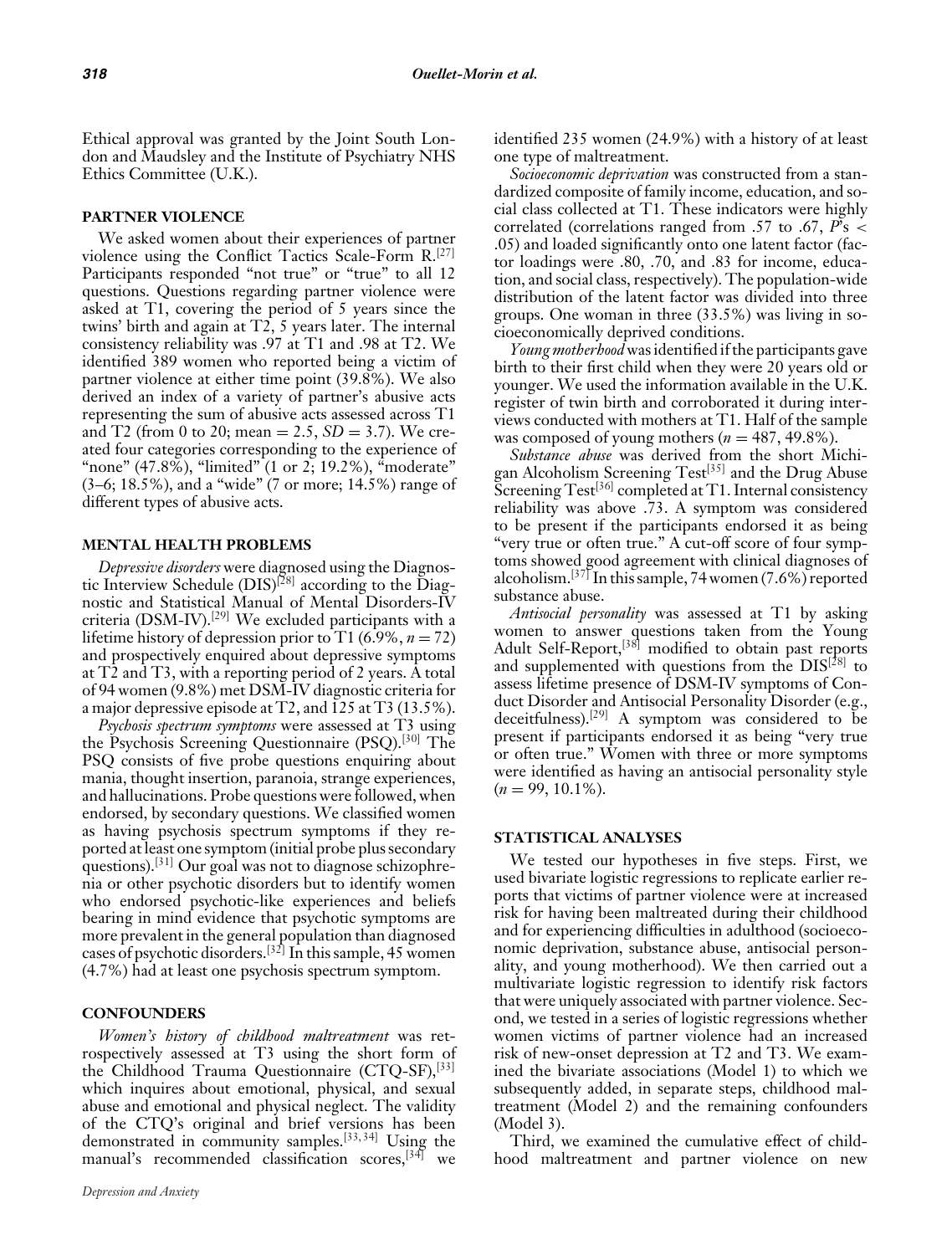Ethical approval was granted by the Joint South London and Maudsley and the Institute of Psychiatry NHS Ethics Committee (U.K.).

## PARTNER VIOLENCE

We asked women about their experiences of partner violence using the Conflict Tactics Scale-Form R.[27] Participants responded "not true" or "true" to all 12 questions. Questions regarding partner violence were asked at T1, covering the period of 5 years since the twins' birth and again at T2, 5 years later. The internal consistency reliability was .97 at T1 and .98 at T2. We identified 389 women who reported being a victim of partner violence at either time point (39.8%). We also derived an index of a variety of partner's abusive acts representing the sum of abusive acts assessed across T1 and T2 (from 0 to 20; mean = 2.5, $SD = 3.7$). We created four categories corresponding to the experience of "none" (47.8%), "limited" (1 or 2; 19.2%), "moderate" (3–6; 18.5%), and a "wide" (7 or more; 14.5%) range of different types of abusive acts.

## MENTAL HEALTH PROBLEMS

*Depressive disorders* were diagnosed using the Diagnostic Interview Schedule (DIS)[28] according to the Diagnostic and Statistical Manual of Mental Disorders-IV criteria (DSM-IV).[29] We excluded participants with a lifetime history of depression prior to T1 (6.9%, $n = 72$) and prospectively enquired about depressive symptoms at T2 and T3, with a reporting period of 2 years. A total of 94 women (9.8%) met DSM-IV diagnostic criteria for a major depressive episode at T2, and 125 at T3 (13.5%).

*Psychosis spectrum symptoms* were assessed at T3 using the Psychosis Screening Questionnaire (PSQ).[30] The PSQ consists of five probe questions enquiring about mania, thought insertion, paranoia, strange experiences, and hallucinations. Probe questions were followed, when endorsed, by secondary questions. We classified women as having psychosis spectrum symptoms if they reported at least one symptom (initial probe plus secondary questions).[31] Our goal was not to diagnose schizophrenia or other psychotic disorders but to identify women who endorsed psychotic-like experiences and beliefs bearing in mind evidence that psychotic symptoms are more prevalent in the general population than diagnosed cases of psychotic disorders.[32] In this sample, 45 women (4.7%) had at least one psychosis spectrum symptom.

## CONFOUNDERS

*Women's history of childhood maltreatment* was retrospectively assessed at T3 using the short form of the Childhood Trauma Questionnaire (CTQ-SF),[33] which inquires about emotional, physical, and sexual abuse and emotional and physical neglect. The validity of the CTQ's original and brief versions has been demonstrated in community samples.[33,34] Using the manual's recommended classification scores,[34] we identified 235 women (24.9%) with a history of at least one type of maltreatment.

*Socioeconomic deprivation* was constructed from a standardized composite of family income, education, and social class collected at T1. These indicators were highly correlated (correlations ranged from .57 to .67, $P$'s < .05) and loaded significantly onto one latent factor (factor loadings were .80, .70, and .83 for income, education, and social class, respectively). The population-wide distribution of the latent factor was divided into three groups. One woman in three (33.5%) was living in socioeconomically deprived conditions.

*Young motherhood* was identified if the participants gave birth to their first child when they were 20 years old or younger. We used the information available in the U.K. register of twin birth and corroborated it during interviews conducted with mothers at T1. Half of the sample was composed of young mothers ($n = 487$, 49.8%).

*Substance abuse* was derived from the short Michigan Alcoholism Screening Test[35] and the Drug Abuse Screening Test[36] completed at T1. Internal consistency reliability was above .73. A symptom was considered to be present if the participants endorsed it as being "very true or often true." A cut-off score of four symptoms showed good agreement with clinical diagnoses of alcoholism.[37] In this sample, 74 women (7.6%) reported substance abuse.

*Antisocial personality* was assessed at T1 by asking women to answer questions taken from the Young Adult Self-Report,[38] modified to obtain past reports and supplemented with questions from the DIS[28] to assess lifetime presence of DSM-IV symptoms of Conduct Disorder and Antisocial Personality Disorder (e.g., deceitfulness).[29] A symptom was considered to be present if participants endorsed it as being "very true or often true." Women with three or more symptoms were identified as having an antisocial personality style ($n = 99$, 10.1%).

## STATISTICAL ANALYSES

We tested our hypotheses in five steps. First, we used bivariate logistic regressions to replicate earlier reports that victims of partner violence were at increased risk for having been maltreated during their childhood and for experiencing difficulties in adulthood (socioeconomic deprivation, substance abuse, antisocial personality, and young motherhood). We then carried out a multivariate logistic regression to identify risk factors that were uniquely associated with partner violence. Second, we tested in a series of logistic regressions whether women victims of partner violence had an increased risk of new-onset depression at T2 and T3. We examined the bivariate associations (Model 1) to which we subsequently added, in separate steps, childhood maltreatment (Model 2) and the remaining confounders (Model 3).

Third, we examined the cumulative effect of childhood maltreatment and partner violence on new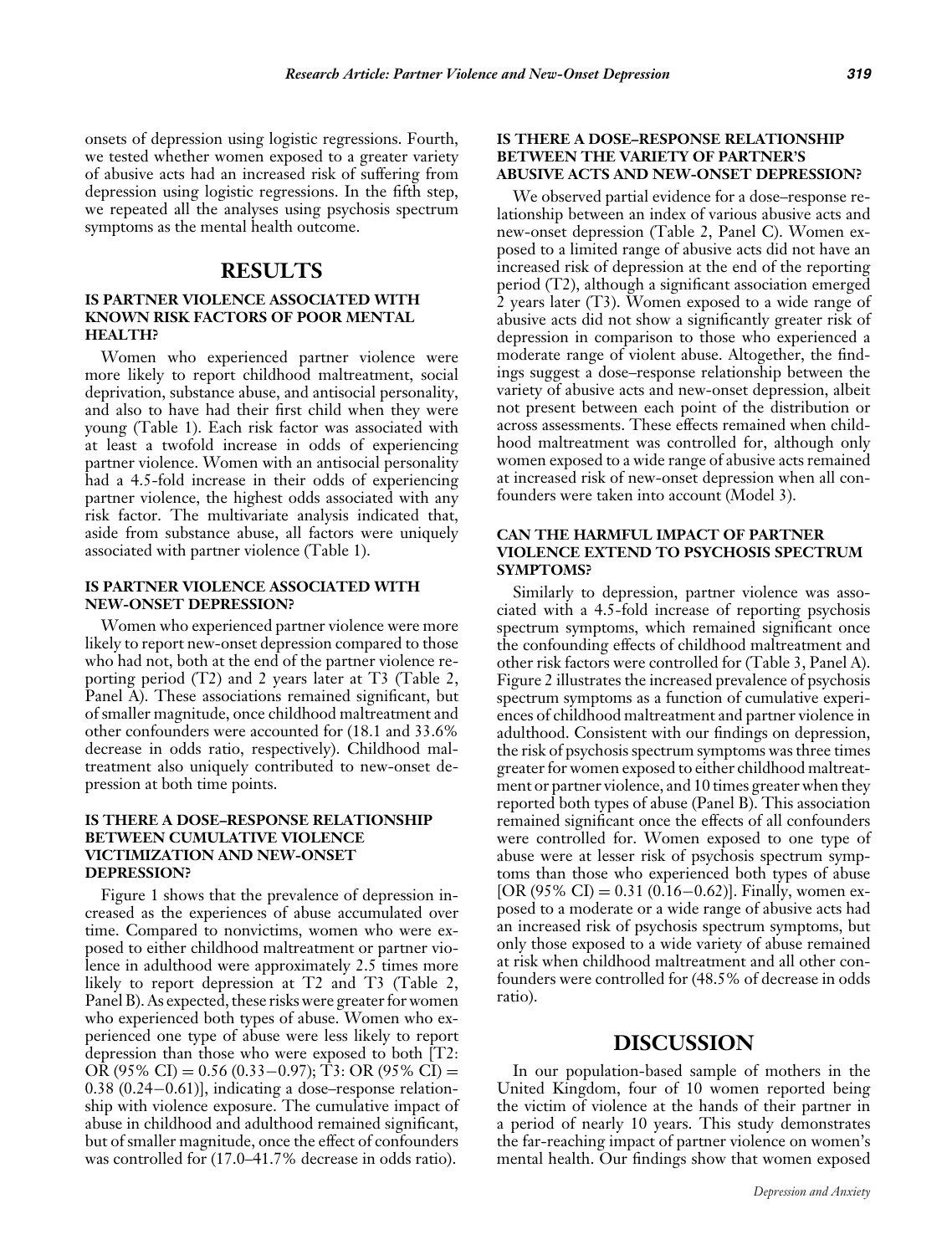onsets of depression using logistic regressions. Fourth, we tested whether women exposed to a greater variety of abusive acts had an increased risk of suffering from depression using logistic regressions. In the fifth step, we repeated all the analyses using psychosis spectrum symptoms as the mental health outcome.

# RESULTS

### IS PARTNER VIOLENCE ASSOCIATED WITH KNOWN RISK FACTORS OF POOR MENTAL HEALTH?

Women who experienced partner violence were more likely to report childhood maltreatment, social deprivation, substance abuse, and antisocial personality, and also to have had their first child when they were young (Table 1). Each risk factor was associated with at least a twofold increase in odds of experiencing partner violence. Women with an antisocial personality had a 4.5-fold increase in their odds of experiencing partner violence, the highest odds associated with any risk factor. The multivariate analysis indicated that, aside from substance abuse, all factors were uniquely associated with partner violence (Table 1).

### IS PARTNER VIOLENCE ASSOCIATED WITH NEW-ONSET DEPRESSION?

Women who experienced partner violence were more likely to report new-onset depression compared to those who had not, both at the end of the partner violence reporting period (T2) and 2 years later at T3 (Table 2, Panel A). These associations remained significant, but of smaller magnitude, once childhood maltreatment and other confounders were accounted for (18.1 and 33.6% decrease in odds ratio, respectively). Childhood maltreatment also uniquely contributed to new-onset depression at both time points.

### IS THERE A DOSE–RESPONSE RELATIONSHIP BETWEEN CUMULATIVE VIOLENCE VICTIMIZATION AND NEW-ONSET DEPRESSION?

Figure 1 shows that the prevalence of depression increased as the experiences of abuse accumulated over time. Compared to nonvictims, women who were exposed to either childhood maltreatment or partner violence in adulthood were approximately 2.5 times more likely to report depression at T2 and T3 (Table 2, Panel B). As expected, these risks were greater for women who experienced both types of abuse. Women who experienced one type of abuse were less likely to report depression than those who were exposed to both [T2: OR (95% CI) = 0.56 (0.33–0.97); T3: OR (95% CI) = 0.38 (0.24–0.61)], indicating a dose–response relationship with violence exposure. The cumulative impact of abuse in childhood and adulthood remained significant, but of smaller magnitude, once the effect of confounders was controlled for (17.0–41.7% decrease in odds ratio).

### IS THERE A DOSE–RESPONSE RELATIONSHIP BETWEEN THE VARIETY OF PARTNER'S ABUSIVE ACTS AND NEW-ONSET DEPRESSION?

We observed partial evidence for a dose–response relationship between an index of various abusive acts and new-onset depression (Table 2, Panel C). Women exposed to a limited range of abusive acts did not have an increased risk of depression at the end of the reporting period (T2), although a significant association emerged 2 years later (T3). Women exposed to a wide range of abusive acts did not show a significantly greater risk of depression in comparison to those who experienced a moderate range of violent abuse. Altogether, the findings suggest a dose–response relationship between the variety of abusive acts and new-onset depression, albeit not present between each point of the distribution or across assessments. These effects remained when childhood maltreatment was controlled for, although only women exposed to a wide range of abusive acts remained at increased risk of new-onset depression when all confounders were taken into account (Model 3).

### CAN THE HARMFUL IMPACT OF PARTNER VIOLENCE EXTEND TO PSYCHOSIS SPECTRUM SYMPTOMS?

Similarly to depression, partner violence was associated with a 4.5-fold increase of reporting psychosis spectrum symptoms, which remained significant once the confounding effects of childhood maltreatment and other risk factors were controlled for (Table 3, Panel A). Figure 2 illustrates the increased prevalence of psychosis spectrum symptoms as a function of cumulative experiences of childhood maltreatment and partner violence in adulthood. Consistent with our findings on depression, the risk of psychosis spectrum symptoms was three times greater for women exposed to either childhood maltreatment or partner violence, and 10 times greater when they reported both types of abuse (Panel B). This association remained significant once the effects of all confounders were controlled for. Women exposed to one type of abuse were at lesser risk of psychosis spectrum symptoms than those who experienced both types of abuse [OR (95% CI) = 0.31 (0.16–0.62)]. Finally, women exposed to a moderate or a wide range of abusive acts had an increased risk of psychosis spectrum symptoms, but only those exposed to a wide variety of abuse remained at risk when childhood maltreatment and all other confounders were controlled for (48.5% of decrease in odds ratio).

# DISCUSSION

In our population-based sample of mothers in the United Kingdom, four of 10 women reported being the victim of violence at the hands of their partner in a period of nearly 10 years. This study demonstrates the far-reaching impact of partner violence on women's mental health. Our findings show that women exposed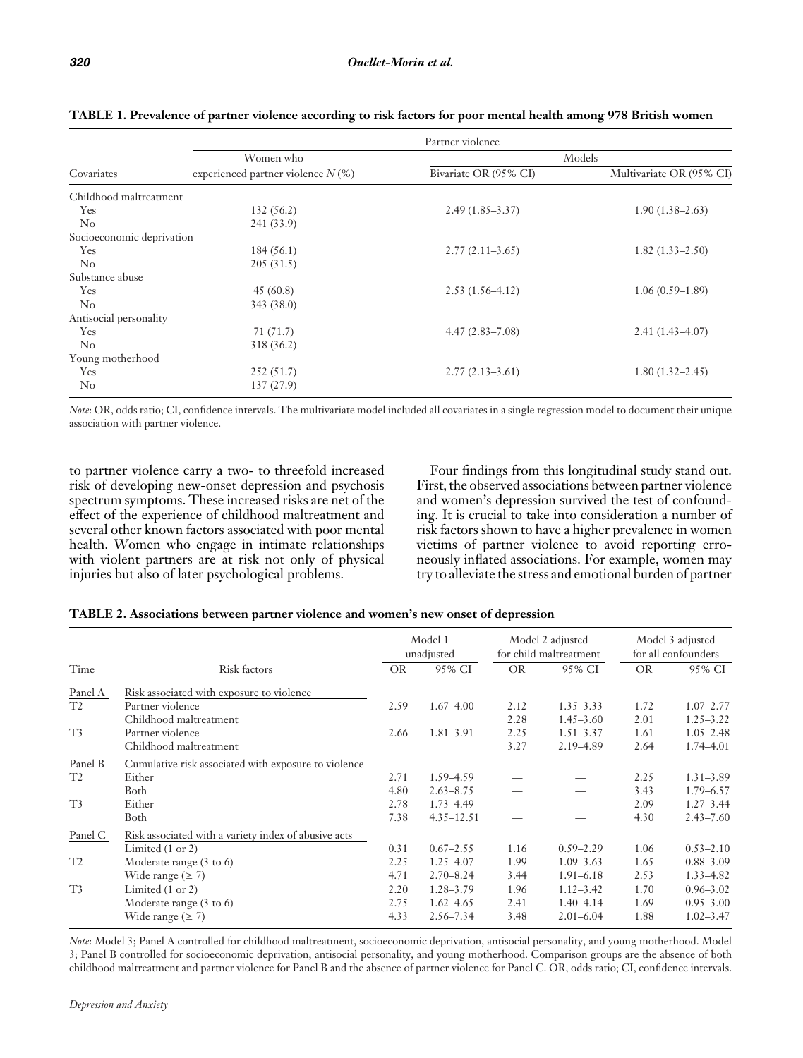**TABLE 1. Prevalence of partner violence according to risk factors for poor mental health among 978 British women**

| Covariates | Partner violence | | |
|---|---|---|---|
| | Women who experienced partner violence $N$ (%) | Models | |
| | | Bivariate OR (95% CI) | Multivariate OR (95% CI) |
| Childhood maltreatment | | | |
| Yes | 132 (56.2) | 2.49 (1.85–3.37) | 1.90 (1.38–2.63) |
| No | 241 (33.9) | | |
| Socioeconomic deprivation | | | |
| Yes | 184 (56.1) | 2.77 (2.11–3.65) | 1.82 (1.33–2.50) |
| No | 205 (31.5) | | |
| Substance abuse | | | |
| Yes | 45 (60.8) | 2.53 (1.56–4.12) | 1.06 (0.59–1.89) |
| No | 343 (38.0) | | |
| Antisocial personality | | | |
| Yes | 71 (71.7) | 4.47 (2.83–7.08) | 2.41 (1.43–4.07) |
| No | 318 (36.2) | | |
| Young motherhood | | | |
| Yes | 252 (51.7) | 2.77 (2.13–3.61) | 1.80 (1.32–2.45) |
| No | 137 (27.9) | | |

*Note*: OR, odds ratio; CI, confidence intervals. The multivariate model included all covariates in a single regression model to document their unique association with partner violence.

to partner violence carry a two- to threefold increased risk of developing new-onset depression and psychosis spectrum symptoms. These increased risks are net of the effect of the experience of childhood maltreatment and several other known factors associated with poor mental health. Women who engage in intimate relationships with violent partners are at risk not only of physical injuries but also of later psychological problems.

Four findings from this longitudinal study stand out. First, the observed associations between partner violence and women's depression survived the test of confounding. It is crucial to take into consideration a number of risk factors shown to have a higher prevalence in women victims of partner violence to avoid reporting erroneously inflated associations. For example, women may try to alleviate the stress and emotional burden of partner

**TABLE 2. Associations between partner violence and women's new onset of depression**

| Time | Risk factors | Model 1 unadjusted | | Model 2 adjusted for child maltreatment | | Model 3 adjusted for all confounders | |
|---|---|---|---|---|---|---|---|
| | | OR | 95% CI | OR | 95% CI | OR | 95% CI |
| Panel A | Risk associated with exposure to violence | | | | | | |
| T2 | Partner violence | 2.59 | 1.67–4.00 | 2.12 | 1.35–3.33 | 1.72 | 1.07–2.77 |
| | Childhood maltreatment | | | 2.28 | 1.45–3.60 | 2.01 | 1.25–3.22 |
| T3 | Partner violence | 2.66 | 1.81–3.91 | 2.25 | 1.51–3.37 | 1.61 | 1.05–2.48 |
| | Childhood maltreatment | | | 3.27 | 2.19–4.89 | 2.64 | 1.74–4.01 |
| Panel B | Cumulative risk associated with exposure to violence | | | | | | |
| T2 | Either | 2.71 | 1.59–4.59 | — | — | 2.25 | 1.31–3.89 |
| | Both | 4.80 | 2.63–8.75 | — | — | 3.43 | 1.79–6.57 |
| T3 | Either | 2.78 | 1.73–4.49 | — | — | 2.09 | 1.27–3.44 |
| | Both | 7.38 | 4.35–12.51 | — | — | 4.30 | 2.43–7.60 |
| Panel C | Risk associated with a variety index of abusive acts | | | | | | |
| | Limited (1 or 2) | 0.31 | 0.67–2.55 | 1.16 | 0.59–2.29 | 1.06 | 0.53–2.10 |
| T2 | Moderate range (3 to 6) | 2.25 | 1.25–4.07 | 1.99 | 1.09–3.63 | 1.65 | 0.88–3.09 |
| | Wide range (≥ 7) | 4.71 | 2.70–8.24 | 3.44 | 1.91–6.18 | 2.53 | 1.33–4.82 |
| T3 | Limited (1 or 2) | 2.20 | 1.28–3.79 | 1.96 | 1.12–3.42 | 1.70 | 0.96–3.02 |
| | Moderate range (3 to 6) | 2.75 | 1.62–4.65 | 2.41 | 1.40–4.14 | 1.69 | 0.95–3.00 |
| | Wide range (≥ 7) | 4.33 | 2.56–7.34 | 3.48 | 2.01–6.04 | 1.88 | 1.02–3.47 |

*Note*: Model 3; Panel A controlled for childhood maltreatment, socioeconomic deprivation, antisocial personality, and young motherhood. Model 3; Panel B controlled for socioeconomic deprivation, antisocial personality, and young motherhood. Comparison groups are the absence of both childhood maltreatment and partner violence for Panel B and the absence of partner violence for Panel C. OR, odds ratio; CI, confidence intervals.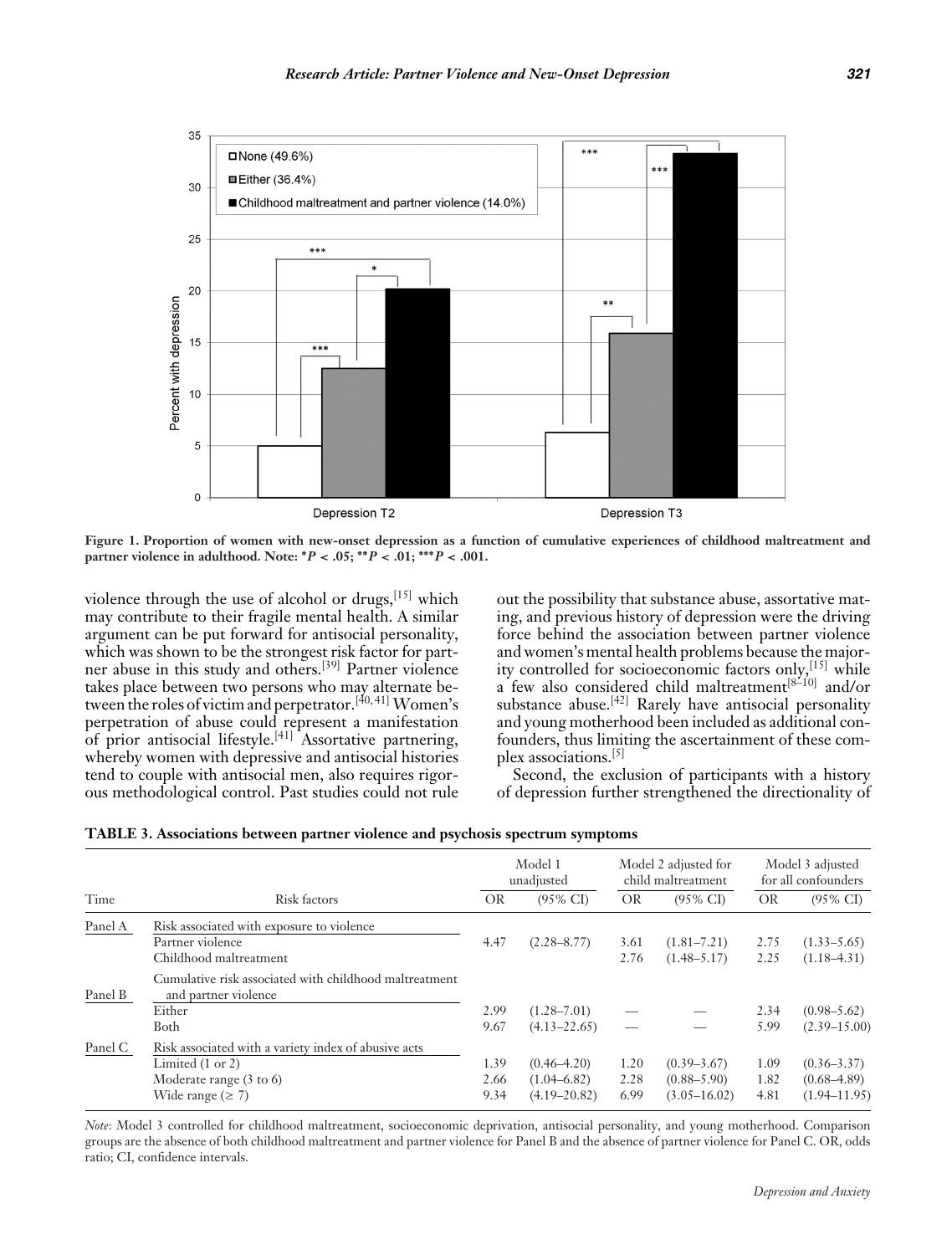Figure 1. Proportion of women with new-onset depression as a function of cumulative experiences of childhood maltreatment and partner violence in adulthood. Note: *$P < .05$; **$P < .01$; ***$P < .001$.

violence through the use of alcohol or drugs,[15] which may contribute to their fragile mental health. A similar argument can be put forward for antisocial personality, which was shown to be the strongest risk factor for partner abuse in this study and others.[39] Partner violence takes place between two persons who may alternate between the roles of victim and perpetrator.[40, 41] Women's perpetration of abuse could represent a manifestation of prior antisocial lifestyle.[41] Assortative partnering, whereby women with depressive and antisocial histories tend to couple with antisocial men, also requires rigorous methodological control. Past studies could not rule out the possibility that substance abuse, assortative mating, and previous history of depression were the driving force behind the association between partner violence and women's mental health problems because the majority controlled for socioeconomic factors only,[15] while a few also considered child maltreatment[8–10] and/or substance abuse.[42] Rarely have antisocial personality and young motherhood been included as additional confounders, thus limiting the ascertainment of these complex associations.[5]

Second, the exclusion of participants with a history of depression further strengthened the directionality of

**TABLE 3. Associations between partner violence and psychosis spectrum symptoms**

| Time | Risk factors | Model 1 unadjusted | | Model 2 adjusted for child maltreatment | | Model 3 adjusted for all confounders | |
|---|---|---|---|---|---|---|---|
| | | OR | (95% CI) | OR | (95% CI) | OR | (95% CI) |
| Panel A | Risk associated with exposure to violence | | | | | | |
| | Partner violence | 4.47 | (2.28–8.77) | 3.61 | (1.81–7.21) | 2.75 | (1.33–5.65) |
| | Childhood maltreatment | | | 2.76 | (1.48–5.17) | 2.25 | (1.18–4.31) |
| Panel B | Cumulative risk associated with childhood maltreatment and partner violence | | | | | | |
| | Either | 2.99 | (1.28–7.01) | — | — | 2.34 | (0.98–5.62) |
| | Both | 9.67 | (4.13–22.65) | — | — | 5.99 | (2.39–15.00) |
| Panel C | Risk associated with a variety index of abusive acts | | | | | | |
| | Limited (1 or 2) | 1.39 | (0.46–4.20) | 1.20 | (0.39–3.67) | 1.09 | (0.36–3.37) |
| | Moderate range (3 to 6) | 2.66 | (1.04–6.82) | 2.28 | (0.88–5.90) | 1.82 | (0.68–4.89) |
| | Wide range (≥ 7) | 9.34 | (4.19–20.82) | 6.99 | (3.05–16.02) | 4.81 | (1.94–11.95) |

*Note*: Model 3 controlled for childhood maltreatment, socioeconomic deprivation, antisocial personality, and young motherhood. Comparison groups are the absence of both childhood maltreatment and partner violence for Panel B and the absence of partner violence for Panel C. OR, odds ratio; CI, confidence intervals.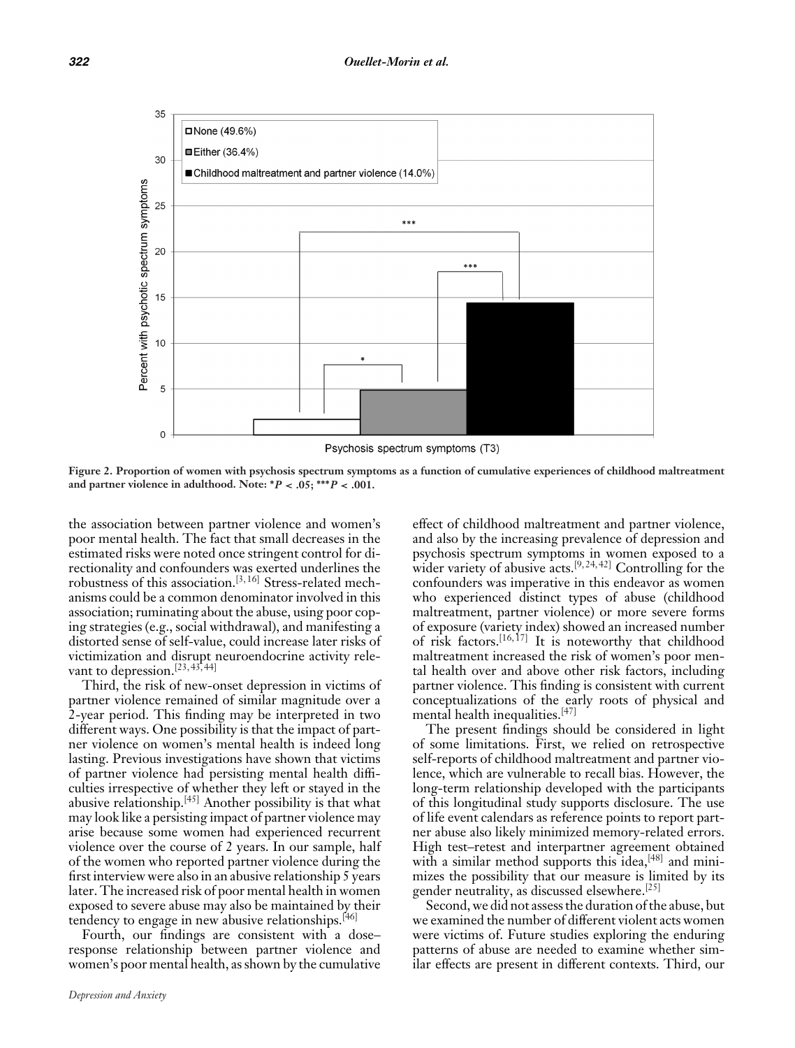Figure 2. Proportion of women with psychosis spectrum symptoms as a function of cumulative experiences of childhood maltreatment and partner violence in adulthood. Note: *$P < .05$; ***$P < .001$.

the association between partner violence and women's poor mental health. The fact that small decreases in the estimated risks were noted once stringent control for directionality and confounders was exerted underlines the robustness of this association.[3, 16] Stress-related mechanisms could be a common denominator involved in this association; ruminating about the abuse, using poor coping strategies (e.g., social withdrawal), and manifesting a distorted sense of self-value, could increase later risks of victimization and disrupt neuroendocrine activity relevant to depression.[23, 43, 44]

Third, the risk of new-onset depression in victims of partner violence remained of similar magnitude over a 2-year period. This finding may be interpreted in two different ways. One possibility is that the impact of partner violence on women's mental health is indeed long lasting. Previous investigations have shown that victims of partner violence had persisting mental health difficulties irrespective of whether they left or stayed in the abusive relationship.[45] Another possibility is that what may look like a persisting impact of partner violence may arise because some women had experienced recurrent violence over the course of 2 years. In our sample, half of the women who reported partner violence during the first interview were also in an abusive relationship 5 years later. The increased risk of poor mental health in women exposed to severe abuse may also be maintained by their tendency to engage in new abusive relationships.[46]

Fourth, our findings are consistent with a dose–response relationship between partner violence and women's poor mental health, as shown by the cumulative effect of childhood maltreatment and partner violence, and also by the increasing prevalence of depression and psychosis spectrum symptoms in women exposed to a wider variety of abusive acts.[9, 24, 42] Controlling for the confounders was imperative in this endeavor as women who experienced distinct types of abuse (childhood maltreatment, partner violence) or more severe forms of exposure (variety index) showed an increased number of risk factors.[16, 17] It is noteworthy that childhood maltreatment increased the risk of women's poor mental health over and above other risk factors, including partner violence. This finding is consistent with current conceptualizations of the early roots of physical and mental health inequalities.[47]

The present findings should be considered in light of some limitations. First, we relied on retrospective self-reports of childhood maltreatment and partner violence, which are vulnerable to recall bias. However, the long-term relationship developed with the participants of this longitudinal study supports disclosure. The use of life event calendars as reference points to report partner abuse also likely minimized memory-related errors. High test–retest and interpartner agreement obtained with a similar method supports this idea,[48] and minimizes the possibility that our measure is limited by its gender neutrality, as discussed elsewhere.[25]

Second, we did not assess the duration of the abuse, but we examined the number of different violent acts women were victims of. Future studies exploring the enduring patterns of abuse are needed to examine whether similar effects are present in different contexts. Third, our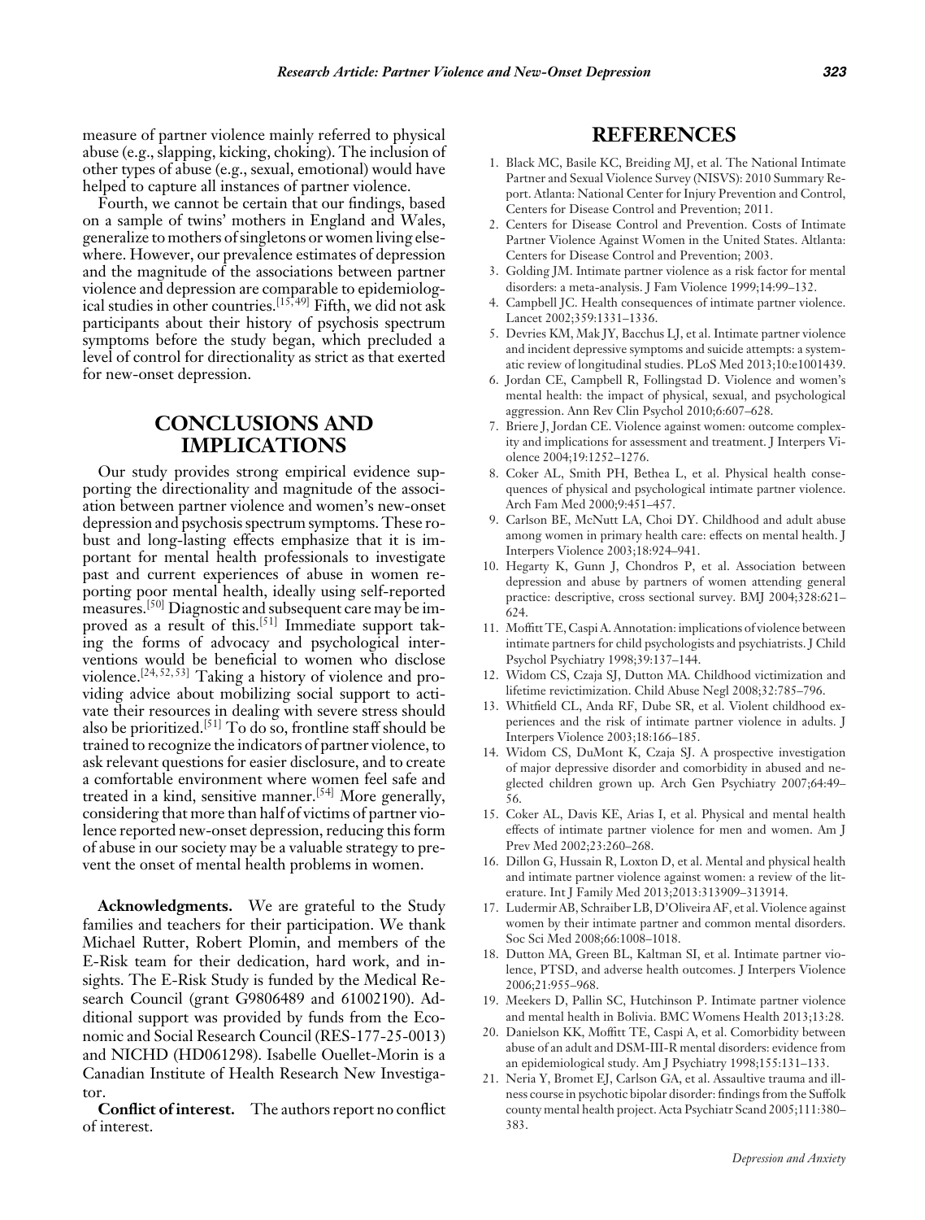measure of partner violence mainly referred to physical abuse (e.g., slapping, kicking, choking). The inclusion of other types of abuse (e.g., sexual, emotional) would have helped to capture all instances of partner violence.

Fourth, we cannot be certain that our findings, based on a sample of twins' mothers in England and Wales, generalize to mothers of singletons or women living elsewhere. However, our prevalence estimates of depression and the magnitude of the associations between partner violence and depression are comparable to epidemiological studies in other countries.[15,49] Fifth, we did not ask participants about their history of psychosis spectrum symptoms before the study began, which precluded a level of control for directionality as strict as that exerted for new-onset depression.

## CONCLUSIONS AND IMPLICATIONS

Our study provides strong empirical evidence supporting the directionality and magnitude of the association between partner violence and women's new-onset depression and psychosis spectrum symptoms. These robust and long-lasting effects emphasize that it is important for mental health professionals to investigate past and current experiences of abuse in women reporting poor mental health, ideally using self-reported measures.[50] Diagnostic and subsequent care may be improved as a result of this.[51] Immediate support taking the forms of advocacy and psychological interventions would be beneficial to women who disclose violence.[24,52,53] Taking a history of violence and providing advice about mobilizing social support to activate their resources in dealing with severe stress should also be prioritized.[51] To do so, frontline staff should be trained to recognize the indicators of partner violence, to ask relevant questions for easier disclosure, and to create a comfortable environment where women feel safe and treated in a kind, sensitive manner.[54] More generally, considering that more than half of victims of partner violence reported new-onset depression, reducing this form of abuse in our society may be a valuable strategy to prevent the onset of mental health problems in women.

**Acknowledgments.** We are grateful to the Study families and teachers for their participation. We thank Michael Rutter, Robert Plomin, and members of the E-Risk team for their dedication, hard work, and insights. The E-Risk Study is funded by the Medical Research Council (grant G9806489 and 61002190). Additional support was provided by funds from the Economic and Social Research Council (RES-177-25-0013) and NICHD (HD061298). Isabelle Ouellet-Morin is a Canadian Institute of Health Research New Investigator.

**Conflict of interest.** The authors report no conflict of interest.

## REFERENCES

1. Black MC, Basile KC, Breiding MJ, et al. The National Intimate Partner and Sexual Violence Survey (NISVS): 2010 Summary Report. Atlanta: National Center for Injury Prevention and Control, Centers for Disease Control and Prevention; 2011.
2. Centers for Disease Control and Prevention. Costs of Intimate Partner Violence Against Women in the United States. Altlanta: Centers for Disease Control and Prevention; 2003.
3. Golding JM. Intimate partner violence as a risk factor for mental disorders: a meta-analysis. J Fam Violence 1999;14:99–132.
4. Campbell JC. Health consequences of intimate partner violence. Lancet 2002;359:1331–1336.
5. Devries KM, Mak JY, Bacchus LJ, et al. Intimate partner violence and incident depressive symptoms and suicide attempts: a systematic review of longitudinal studies. PLoS Med 2013;10:e1001439.
6. Jordan CE, Campbell R, Follingstad D. Violence and women's mental health: the impact of physical, sexual, and psychological aggression. Ann Rev Clin Psychol 2010;6:607–628.
7. Briere J, Jordan CE. Violence against women: outcome complexity and implications for assessment and treatment. J Interpers Violence 2004;19:1252–1276.
8. Coker AL, Smith PH, Bethea L, et al. Physical health consequences of physical and psychological intimate partner violence. Arch Fam Med 2000;9:451–457.
9. Carlson BE, McNutt LA, Choi DY. Childhood and adult abuse among women in primary health care: effects on mental health. J Interpers Violence 2003;18:924–941.
10. Hegarty K, Gunn J, Chondros P, et al. Association between depression and abuse by partners of women attending general practice: descriptive, cross sectional survey. BMJ 2004;328:621–624.
11. Moffitt TE, Caspi A. Annotation: implications of violence between intimate partners for child psychologists and psychiatrists. J Child Psychol Psychiatry 1998;39:137–144.
12. Widom CS, Czaja SJ, Dutton MA. Childhood victimization and lifetime revictimization. Child Abuse Negl 2008;32:785–796.
13. Whitfield CL, Anda RF, Dube SR, et al. Violent childhood experiences and the risk of intimate partner violence in adults. J Interpers Violence 2003;18:166–185.
14. Widom CS, DuMont K, Czaja SJ. A prospective investigation of major depressive disorder and comorbidity in abused and neglected children grown up. Arch Gen Psychiatry 2007;64:49–56.
15. Coker AL, Davis KE, Arias I, et al. Physical and mental health effects of intimate partner violence for men and women. Am J Prev Med 2002;23:260–268.
16. Dillon G, Hussain R, Loxton D, et al. Mental and physical health and intimate partner violence against women: a review of the literature. Int J Family Med 2013;2013:313909–313914.
17. Ludermir AB, Schraiber LB, D'Oliveira AF, et al. Violence against women by their intimate partner and common mental disorders. Soc Sci Med 2008;66:1008–1018.
18. Dutton MA, Green BL, Kaltman SI, et al. Intimate partner violence, PTSD, and adverse health outcomes. J Interpers Violence 2006;21:955–968.
19. Meekers D, Pallin SC, Hutchinson P. Intimate partner violence and mental health in Bolivia. BMC Womens Health 2013;13:28.
20. Danielson KK, Moffitt TE, Caspi A, et al. Comorbidity between abuse of an adult and DSM-III-R mental disorders: evidence from an epidemiological study. Am J Psychiatry 1998;155:131–133.
21. Neria Y, Bromet EJ, Carlson GA, et al. Assaultive trauma and illness course in psychotic bipolar disorder: findings from the Suffolk county mental health project. Acta Psychiatr Scand 2005;111:380–383.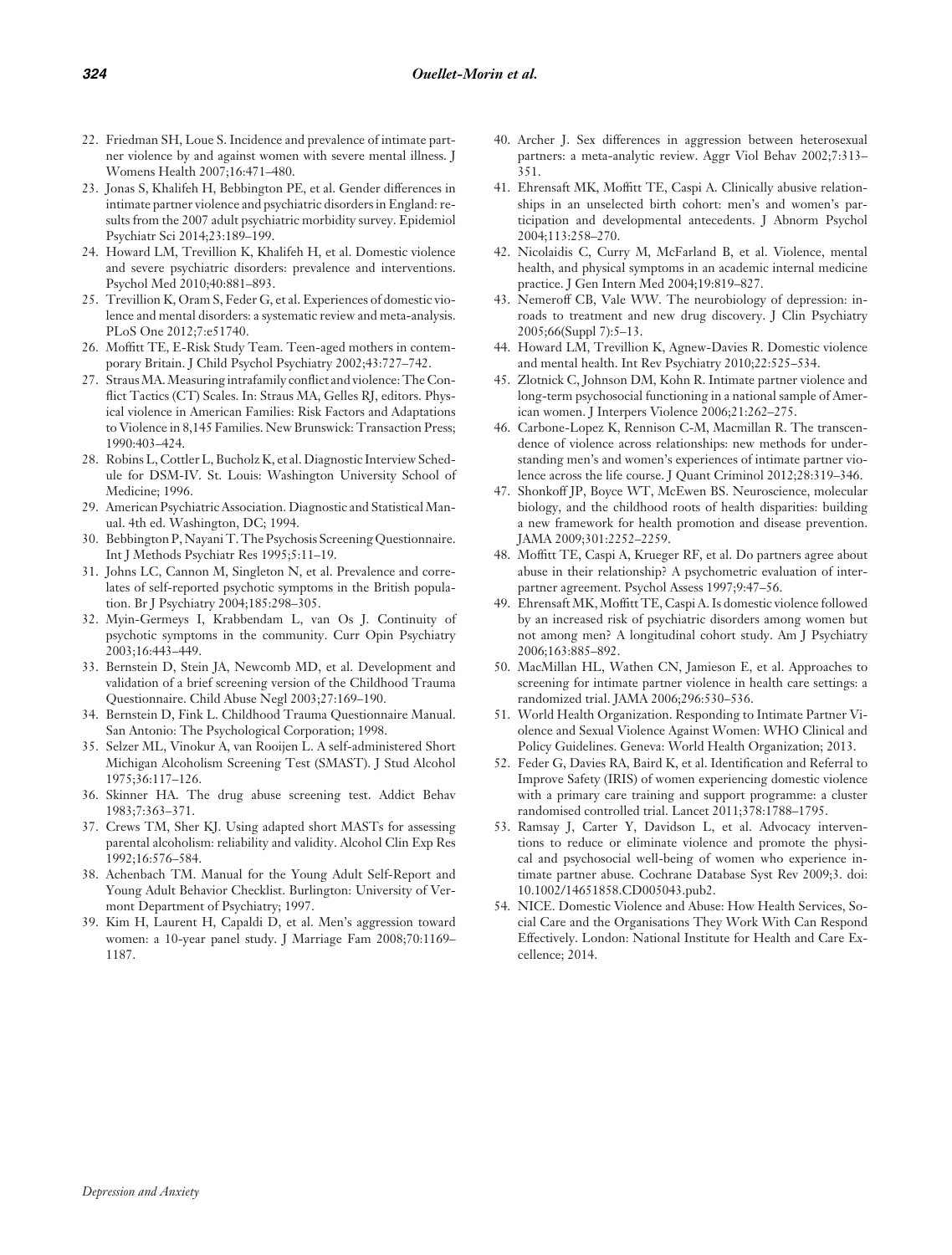22. Friedman SH, Loue S. Incidence and prevalence of intimate partner violence by and against women with severe mental illness. J Womens Health 2007;16:471–480.
23. Jonas S, Khalifeh H, Bebbington PE, et al. Gender differences in intimate partner violence and psychiatric disorders in England: results from the 2007 adult psychiatric morbidity survey. Epidemiol Psychiatr Sci 2014;23:189–199.
24. Howard LM, Trevillion K, Khalifeh H, et al. Domestic violence and severe psychiatric disorders: prevalence and interventions. Psychol Med 2010;40:881–893.
25. Trevillion K, Oram S, Feder G, et al. Experiences of domestic violence and mental disorders: a systematic review and meta-analysis. PLoS One 2012;7:e51740.
26. Moffitt TE, E-Risk Study Team. Teen-aged mothers in contemporary Britain. J Child Psychol Psychiatry 2002;43:727–742.
27. Straus MA. Measuring intrafamily conflict and violence: The Conflict Tactics (CT) Scales. In: Straus MA, Gelles RJ, editors. Physical violence in American Families: Risk Factors and Adaptations to Violence in 8,145 Families. New Brunswick: Transaction Press; 1990:403–424.
28. Robins L, Cottler L, Bucholz K, et al. Diagnostic Interview Schedule for DSM-IV. St. Louis: Washington University School of Medicine; 1996.
29. American Psychiatric Association. Diagnostic and Statistical Manual. 4th ed. Washington, DC; 1994.
30. Bebbington P, Nayani T. The Psychosis Screening Questionnaire. Int J Methods Psychiatr Res 1995;5:11–19.
31. Johns LC, Cannon M, Singleton N, et al. Prevalence and correlates of self-reported psychotic symptoms in the British population. Br J Psychiatry 2004;185:298–305.
32. Myin-Germeys I, Krabbendam L, van Os J. Continuity of psychotic symptoms in the community. Curr Opin Psychiatry 2003;16:443–449.
33. Bernstein D, Stein JA, Newcomb MD, et al. Development and validation of a brief screening version of the Childhood Trauma Questionnaire. Child Abuse Negl 2003;27:169–190.
34. Bernstein D, Fink L. Childhood Trauma Questionnaire Manual. San Antonio: The Psychological Corporation; 1998.
35. Selzer ML, Vinokur A, van Rooijen L. A self-administered Short Michigan Alcoholism Screening Test (SMAST). J Stud Alcohol 1975;36:117–126.
36. Skinner HA. The drug abuse screening test. Addict Behav 1983;7:363–371.
37. Crews TM, Sher KJ. Using adapted short MASTs for assessing parental alcoholism: reliability and validity. Alcohol Clin Exp Res 1992;16:576–584.
38. Achenbach TM. Manual for the Young Adult Self-Report and Young Adult Behavior Checklist. Burlington: University of Vermont Department of Psychiatry; 1997.
39. Kim H, Laurent H, Capaldi D, et al. Men's aggression toward women: a 10-year panel study. J Marriage Fam 2008;70:1169–1187.
40. Archer J. Sex differences in aggression between heterosexual partners: a meta-analytic review. Aggr Viol Behav 2002;7:313–351.
41. Ehrensaft MK, Moffitt TE, Caspi A. Clinically abusive relationships in an unselected birth cohort: men's and women's participation and developmental antecedents. J Abnorm Psychol 2004;113:258–270.
42. Nicolaidis C, Curry M, McFarland B, et al. Violence, mental health, and physical symptoms in an academic internal medicine practice. J Gen Intern Med 2004;19:819–827.
43. Nemeroff CB, Vale WW. The neurobiology of depression: inroads to treatment and new drug discovery. J Clin Psychiatry 2005;66(Suppl 7):5–13.
44. Howard LM, Trevillion K, Agnew-Davies R. Domestic violence and mental health. Int Rev Psychiatry 2010;22:525–534.
45. Zlotnick C, Johnson DM, Kohn R. Intimate partner violence and long-term psychosocial functioning in a national sample of American women. J Interpers Violence 2006;21:262–275.
46. Carbone-Lopez K, Rennison C-M, Macmillan R. The transcendence of violence across relationships: new methods for understanding men's and women's experiences of intimate partner violence across the life course. J Quant Criminol 2012;28:319–346.
47. Shonkoff JP, Boyce WT, McEwen BS. Neuroscience, molecular biology, and the childhood roots of health disparities: building a new framework for health promotion and disease prevention. JAMA 2009;301:2252–2259.
48. Moffitt TE, Caspi A, Krueger RF, et al. Do partners agree about abuse in their relationship? A psychometric evaluation of interpartner agreement. Psychol Assess 1997;9:47–56.
49. Ehrensaft MK, Moffitt TE, Caspi A. Is domestic violence followed by an increased risk of psychiatric disorders among women but not among men? A longitudinal cohort study. Am J Psychiatry 2006;163:885–892.
50. MacMillan HL, Wathen CN, Jamieson E, et al. Approaches to screening for intimate partner violence in health care settings: a randomized trial. JAMA 2006;296:530–536.
51. World Health Organization. Responding to Intimate Partner Violence and Sexual Violence Against Women: WHO Clinical and Policy Guidelines. Geneva: World Health Organization; 2013.
52. Feder G, Davies RA, Baird K, et al. Identification and Referral to Improve Safety (IRIS) of women experiencing domestic violence with a primary care training and support programme: a cluster randomised controlled trial. Lancet 2011;378:1788–1795.
53. Ramsay J, Carter Y, Davidson L, et al. Advocacy interventions to reduce or eliminate violence and promote the physical and psychosocial well-being of women who experience intimate partner abuse. Cochrane Database Syst Rev 2009;3. doi: 10.1002/14651858.CD005043.pub2.
54. NICE. Domestic Violence and Abuse: How Health Services, Social Care and the Organisations They Work With Can Respond Effectively. London: National Institute for Health and Care Excellence; 2014.